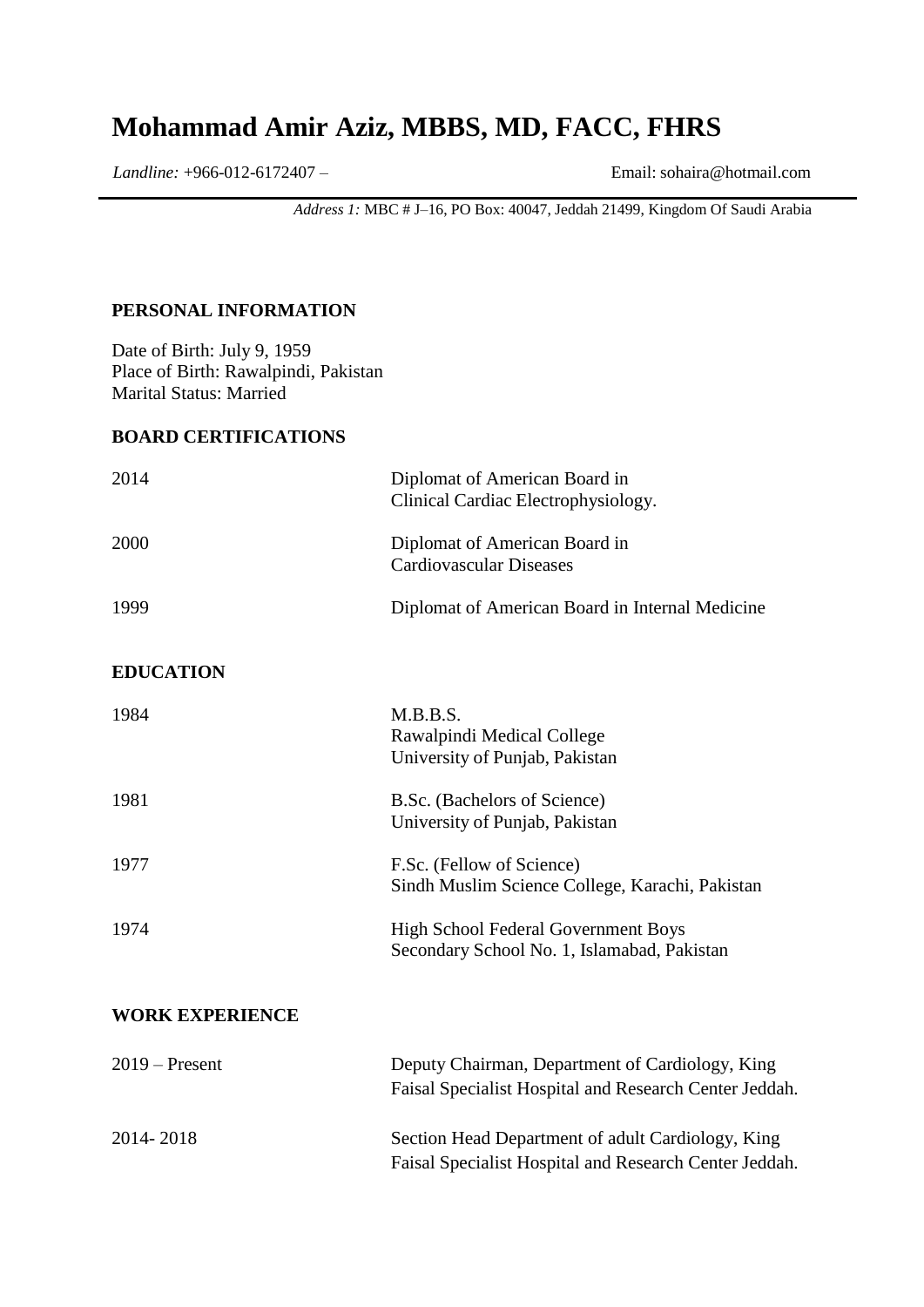# Mohammad Amir Aziz, MBBS, MD, FACC, FHRS

*Landline:* +966-012-6172407 – Email: sohaira@hotmail.com

*Address 1:* MBC # J–16, PO Box: 40047, Jeddah 21499, Kingdom Of Saudi Arabia

## PERSONAL INFORMATION

Date of Birth: July 9, 1959
Place of Birth: Rawalpindi, Pakistan
Marital Status: Married

## BOARD CERTIFICATIONS

| | |
|---|---|
| 2014 | Diplomat of American Board in Clinical Cardiac Electrophysiology. |
| 2000 | Diplomat of American Board in Cardiovascular Diseases |
| 1999 | Diplomat of American Board in Internal Medicine |

## EDUCATION

| | |
|---|---|
| 1984 | M.B.B.S.<br>Rawalpindi Medical College<br>University of Punjab, Pakistan |
| 1981 | B.Sc. (Bachelors of Science)<br>University of Punjab, Pakistan |
| 1977 | F.Sc. (Fellow of Science)<br>Sindh Muslim Science College, Karachi, Pakistan |
| 1974 | High School Federal Government Boys<br>Secondary School No. 1, Islamabad, Pakistan |

## WORK EXPERIENCE

| | |
|---|---|
| 2019 – Present | Deputy Chairman, Department of Cardiology, King Faisal Specialist Hospital and Research Center Jeddah. |
| 2014- 2018 | Section Head Department of adult Cardiology, King Faisal Specialist Hospital and Research Center Jeddah. |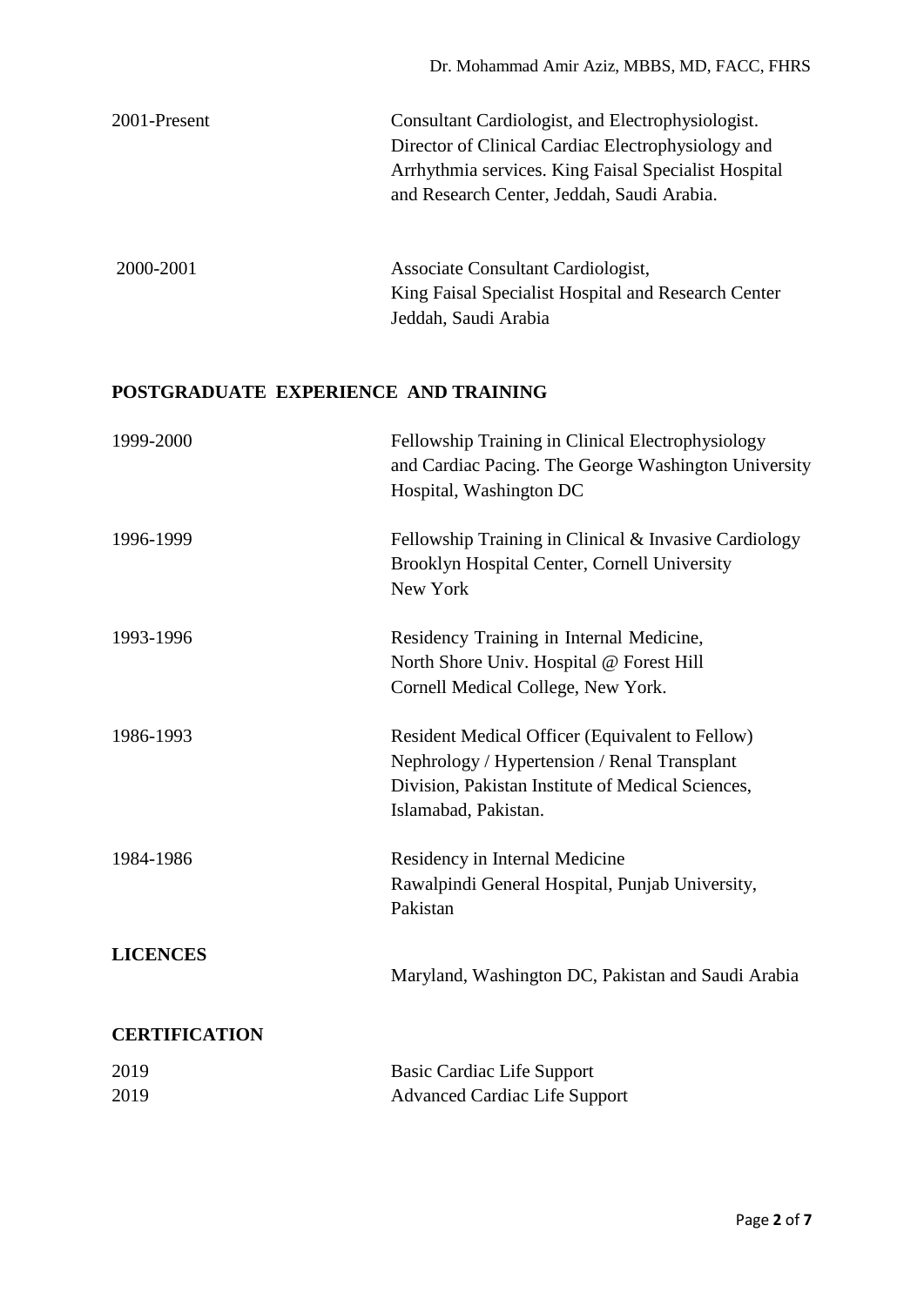| | |
|---|---|
| 2001-Present | Consultant Cardiologist, and Electrophysiologist. Director of Clinical Cardiac Electrophysiology and Arrhythmia services. King Faisal Specialist Hospital and Research Center, Jeddah, Saudi Arabia. |
| 2000-2001 | Associate Consultant Cardiologist, King Faisal Specialist Hospital and Research Center Jeddah, Saudi Arabia |

## POSTGRADUATE EXPERIENCE AND TRAINING

| | |
|---|---|
| 1999-2000 | Fellowship Training in Clinical Electrophysiology and Cardiac Pacing. The George Washington University Hospital, Washington DC |
| 1996-1999 | Fellowship Training in Clinical & Invasive Cardiology Brooklyn Hospital Center, Cornell University New York |
| 1993-1996 | Residency Training in Internal Medicine, North Shore Univ. Hospital @ Forest Hill Cornell Medical College, New York. |
| 1986-1993 | Resident Medical Officer (Equivalent to Fellow) Nephrology / Hypertension / Renal Transplant Division, Pakistan Institute of Medical Sciences, Islamabad, Pakistan. |
| 1984-1986 | Residency in Internal Medicine Rawalpindi General Hospital, Punjab University, Pakistan |

## LICENCES

Maryland, Washington DC, Pakistan and Saudi Arabia

## CERTIFICATION

| | |
|---|---|
| 2019 | Basic Cardiac Life Support |
| 2019 | Advanced Cardiac Life Support |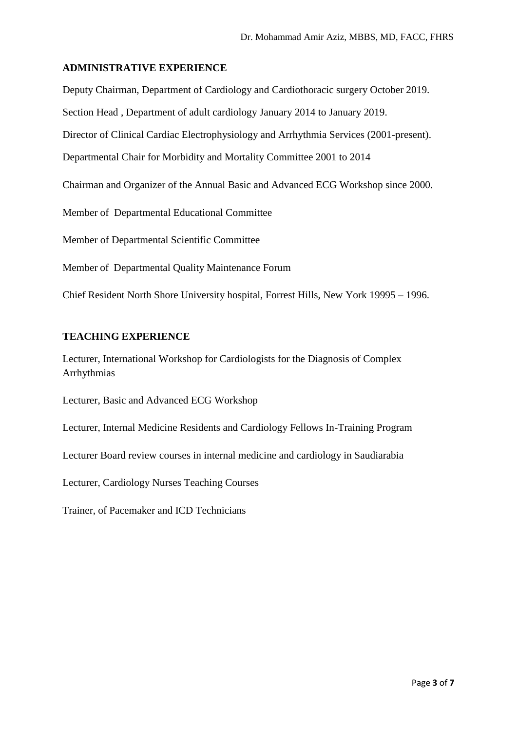## ADMINISTRATIVE EXPERIENCE

Deputy Chairman, Department of Cardiology and Cardiothoracic surgery October 2019.

Section Head , Department of adult cardiology January 2014 to January 2019.

Director of Clinical Cardiac Electrophysiology and Arrhythmia Services (2001-present).

Departmental Chair for Morbidity and Mortality Committee 2001 to 2014

Chairman and Organizer of the Annual Basic and Advanced ECG Workshop since 2000.

Member of Departmental Educational Committee

Member of Departmental Scientific Committee

Member of Departmental Quality Maintenance Forum

Chief Resident North Shore University hospital, Forrest Hills, New York 19995 – 1996.

## TEACHING EXPERIENCE

Lecturer, International Workshop for Cardiologists for the Diagnosis of Complex Arrhythmias

Lecturer, Basic and Advanced ECG Workshop

Lecturer, Internal Medicine Residents and Cardiology Fellows In-Training Program

Lecturer Board review courses in internal medicine and cardiology in Saudiarabia

Lecturer, Cardiology Nurses Teaching Courses

Trainer, of Pacemaker and ICD Technicians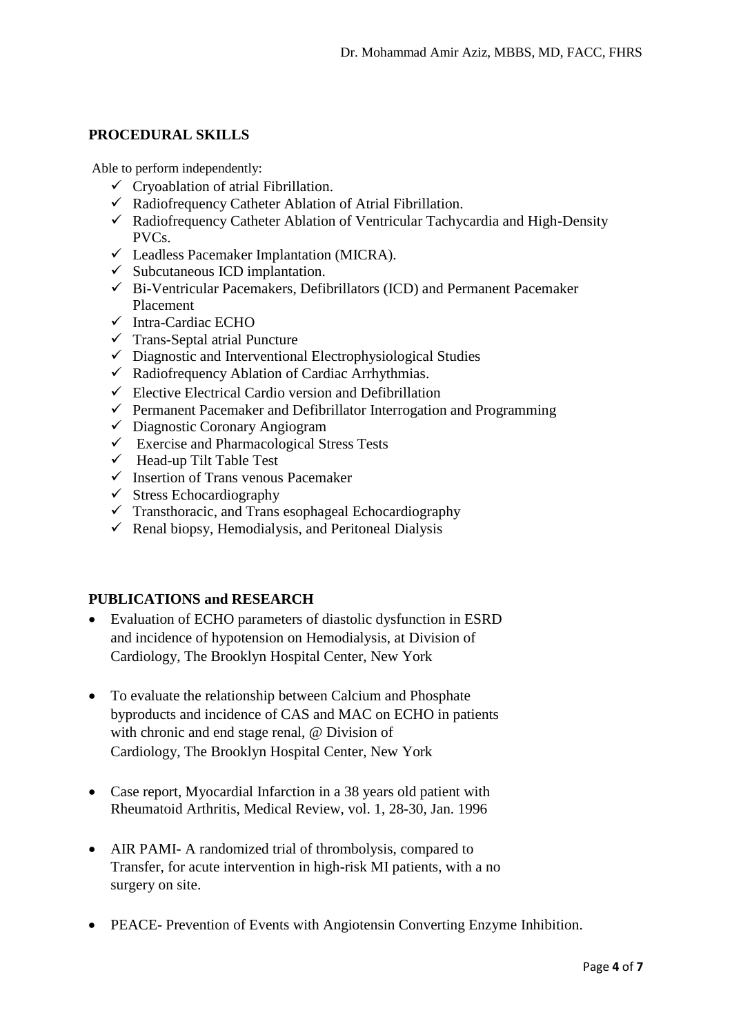## PROCEDURAL SKILLS

Able to perform independently:

- ✓ Cryoablation of atrial Fibrillation.
- ✓ Radiofrequency Catheter Ablation of Atrial Fibrillation.
- ✓ Radiofrequency Catheter Ablation of Ventricular Tachycardia and High-Density PVCs.
- ✓ Leadless Pacemaker Implantation (MICRA).
- ✓ Subcutaneous ICD implantation.
- ✓ Bi-Ventricular Pacemakers, Defibrillators (ICD) and Permanent Pacemaker Placement
- ✓ Intra-Cardiac ECHO
- ✓ Trans-Septal atrial Puncture
- ✓ Diagnostic and Interventional Electrophysiological Studies
- ✓ Radiofrequency Ablation of Cardiac Arrhythmias.
- ✓ Elective Electrical Cardio version and Defibrillation
- ✓ Permanent Pacemaker and Defibrillator Interrogation and Programming
- ✓ Diagnostic Coronary Angiogram
- ✓ Exercise and Pharmacological Stress Tests
- ✓ Head-up Tilt Table Test
- ✓ Insertion of Trans venous Pacemaker
- ✓ Stress Echocardiography
- ✓ Transthoracic, and Trans esophageal Echocardiography
- ✓ Renal biopsy, Hemodialysis, and Peritoneal Dialysis

## PUBLICATIONS and RESEARCH

- Evaluation of ECHO parameters of diastolic dysfunction in ESRD and incidence of hypotension on Hemodialysis, at Division of Cardiology, The Brooklyn Hospital Center, New York

- To evaluate the relationship between Calcium and Phosphate byproducts and incidence of CAS and MAC on ECHO in patients with chronic and end stage renal, @ Division of Cardiology, The Brooklyn Hospital Center, New York

- Case report, Myocardial Infarction in a 38 years old patient with Rheumatoid Arthritis, Medical Review, vol. 1, 28-30, Jan. 1996

- AIR PAMI- A randomized trial of thrombolysis, compared to Transfer, for acute intervention in high-risk MI patients, with a no surgery on site.

- PEACE- Prevention of Events with Angiotensin Converting Enzyme Inhibition.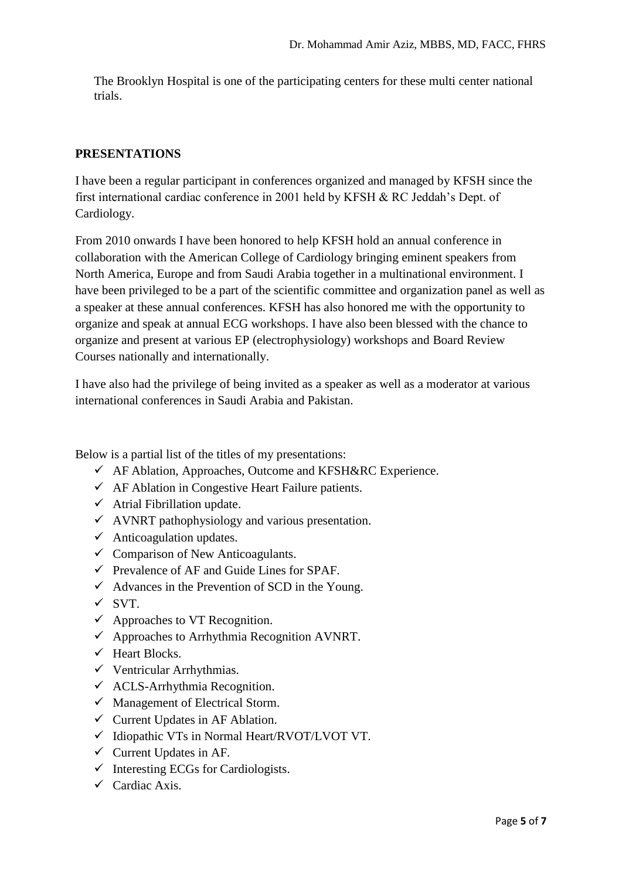The Brooklyn Hospital is one of the participating centers for these multi center national trials.

## PRESENTATIONS

I have been a regular participant in conferences organized and managed by KFSH since the first international cardiac conference in 2001 held by KFSH & RC Jeddah's Dept. of Cardiology.

From 2010 onwards I have been honored to help KFSH hold an annual conference in collaboration with the American College of Cardiology bringing eminent speakers from North America, Europe and from Saudi Arabia together in a multinational environment. I have been privileged to be a part of the scientific committee and organization panel as well as a speaker at these annual conferences. KFSH has also honored me with the opportunity to organize and speak at annual ECG workshops. I have also been blessed with the chance to organize and present at various EP (electrophysiology) workshops and Board Review Courses nationally and internationally.

I have also had the privilege of being invited as a speaker as well as a moderator at various international conferences in Saudi Arabia and Pakistan.

Below is a partial list of the titles of my presentations:

- ✓ AF Ablation, Approaches, Outcome and KFSH&RC Experience.
- ✓ AF Ablation in Congestive Heart Failure patients.
- ✓ Atrial Fibrillation update.
- ✓ AVNRT pathophysiology and various presentation.
- ✓ Anticoagulation updates.
- ✓ Comparison of New Anticoagulants.
- ✓ Prevalence of AF and Guide Lines for SPAF.
- ✓ Advances in the Prevention of SCD in the Young.
- ✓ SVT.
- ✓ Approaches to VT Recognition.
- ✓ Approaches to Arrhythmia Recognition AVNRT.
- ✓ Heart Blocks.
- ✓ Ventricular Arrhythmias.
- ✓ ACLS-Arrhythmia Recognition.
- ✓ Management of Electrical Storm.
- ✓ Current Updates in AF Ablation.
- ✓ Idiopathic VTs in Normal Heart/RVOT/LVOT VT.
- ✓ Current Updates in AF.
- ✓ Interesting ECGs for Cardiologists.
- ✓ Cardiac Axis.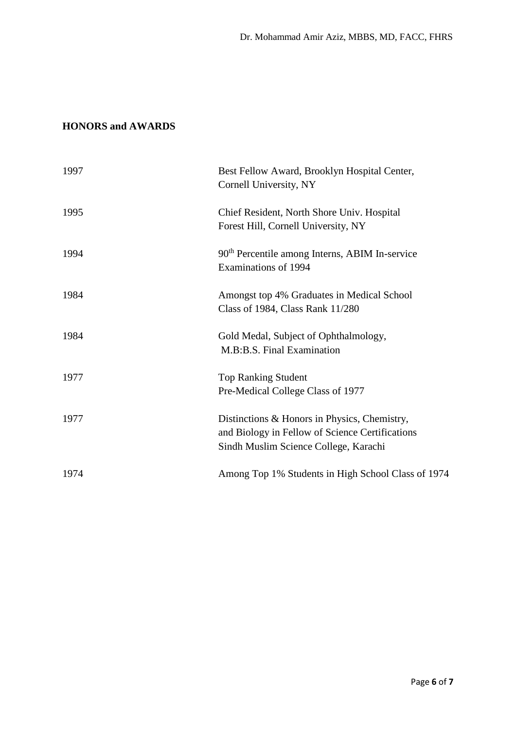**HONORS and AWARDS**

| | |
|---|---|
| 1997 | Best Fellow Award, Brooklyn Hospital Center, Cornell University, NY |
| 1995 | Chief Resident, North Shore Univ. Hospital Forest Hill, Cornell University, NY |
| 1994 | 90th Percentile among Interns, ABIM In-service Examinations of 1994 |
| 1984 | Amongst top 4% Graduates in Medical School Class of 1984, Class Rank 11/280 |
| 1984 | Gold Medal, Subject of Ophthalmology, M.B:B.S. Final Examination |
| 1977 | Top Ranking Student Pre-Medical College Class of 1977 |
| 1977 | Distinctions & Honors in Physics, Chemistry, and Biology in Fellow of Science Certifications Sindh Muslim Science College, Karachi |
| 1974 | Among Top 1% Students in High School Class of 1974 |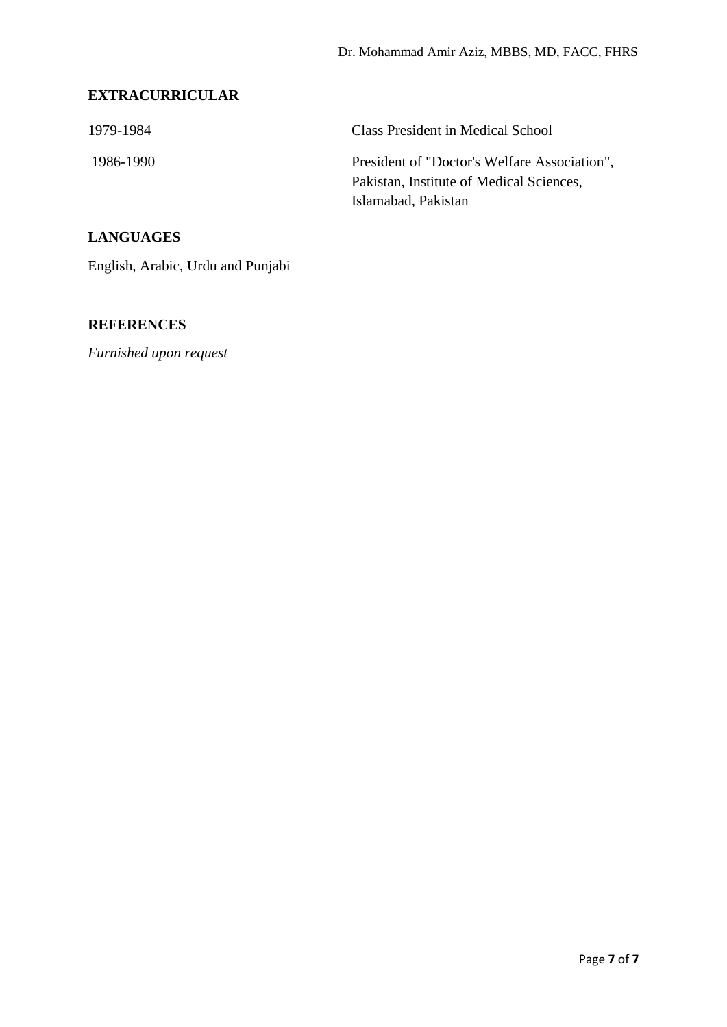## EXTRACURRICULAR

| | |
|---|---|
| 1979-1984 | Class President in Medical School |
| 1986-1990 | President of "Doctor's Welfare Association", Pakistan, Institute of Medical Sciences, Islamabad, Pakistan |

## LANGUAGES

English, Arabic, Urdu and Punjabi

## REFERENCES

*Furnished upon request*